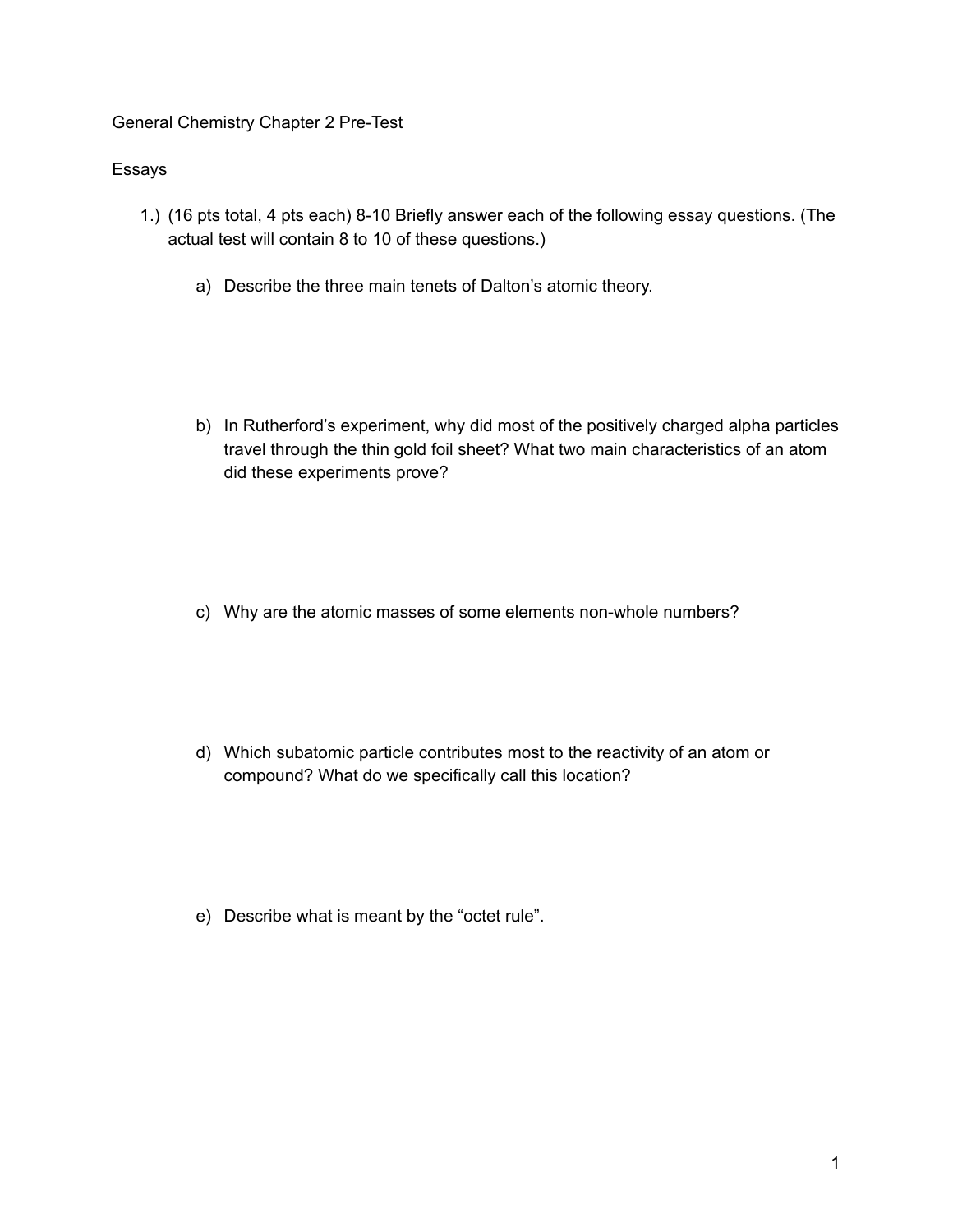General Chemistry Chapter 2 Pre-Test

Essays

1.) (16 pts total, 4 pts each) 8-10 Briefly answer each of the following essay questions. (The actual test will contain 8 to 10 of these questions.)

   a) Describe the three main tenets of Dalton's atomic theory.

   b) In Rutherford's experiment, why did most of the positively charged alpha particles travel through the thin gold foil sheet? What two main characteristics of an atom did these experiments prove?

   c) Why are the atomic masses of some elements non-whole numbers?

   d) Which subatomic particle contributes most to the reactivity of an atom or compound? What do we specifically call this location?

   e) Describe what is meant by the "octet rule".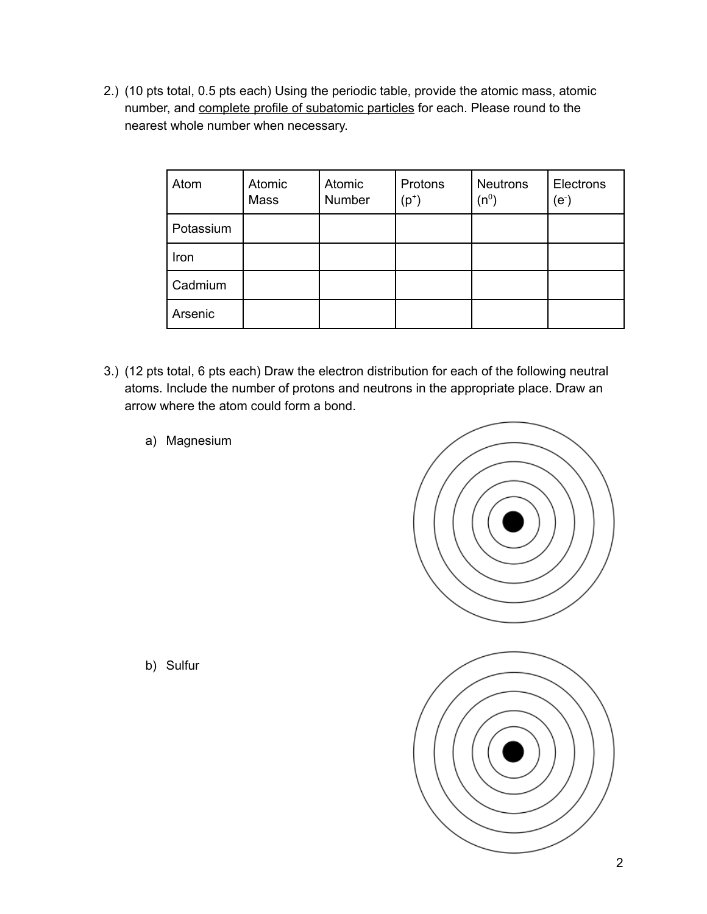2.) (10 pts total, 0.5 pts each) Using the periodic table, provide the atomic mass, atomic number, and <u>complete profile of subatomic particles</u> for each. Please round to the nearest whole number when necessary.

| Atom | Atomic Mass | Atomic Number | Protons ($p^+$) | Neutrons ($n^0$) | Electrons ($e^-$) |
|---|---|---|---|---|---|
| Potassium | | | | | |
| Iron | | | | | |
| Cadmium | | | | | |
| Arsenic | | | | | |

3.) (12 pts total, 6 pts each) Draw the electron distribution for each of the following neutral atoms. Include the number of protons and neutrons in the appropriate place. Draw an arrow where the atom could form a bond.

a) Magnesium

b) Sulfur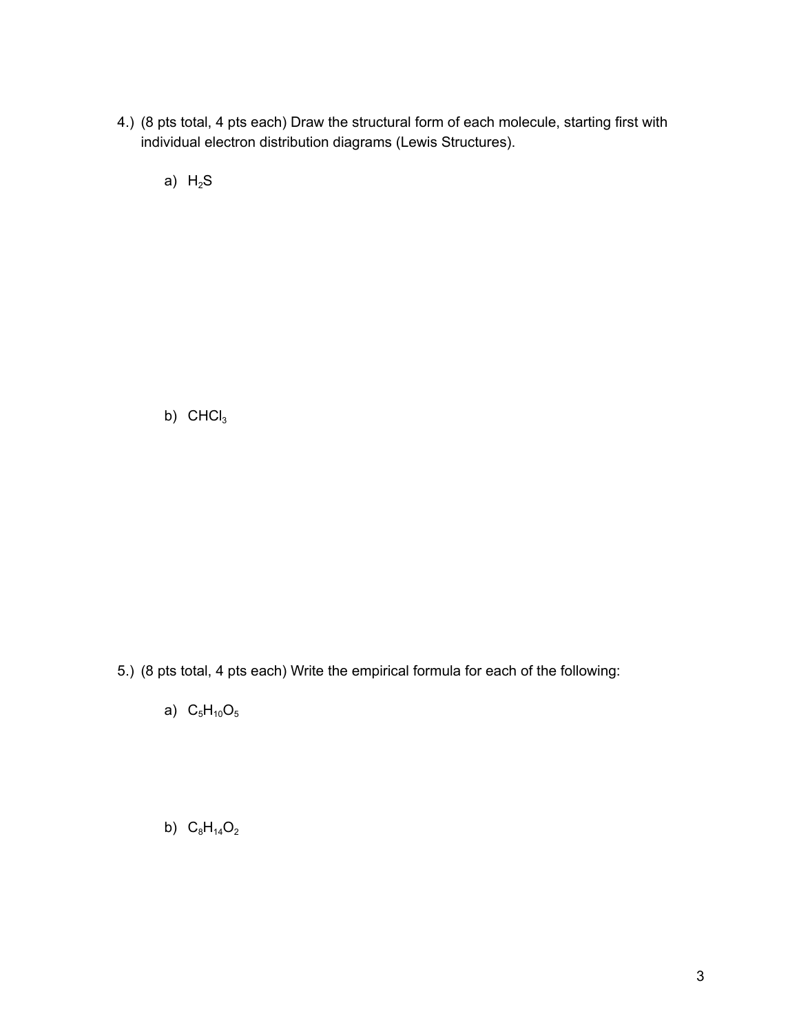4.) (8 pts total, 4 pts each) Draw the structural form of each molecule, starting first with individual electron distribution diagrams (Lewis Structures).

a) $H_2S$

b) $CHCl_3$

5.) (8 pts total, 4 pts each) Write the empirical formula for each of the following:

a) $C_5H_{10}O_5$

b) $C_8H_{14}O_2$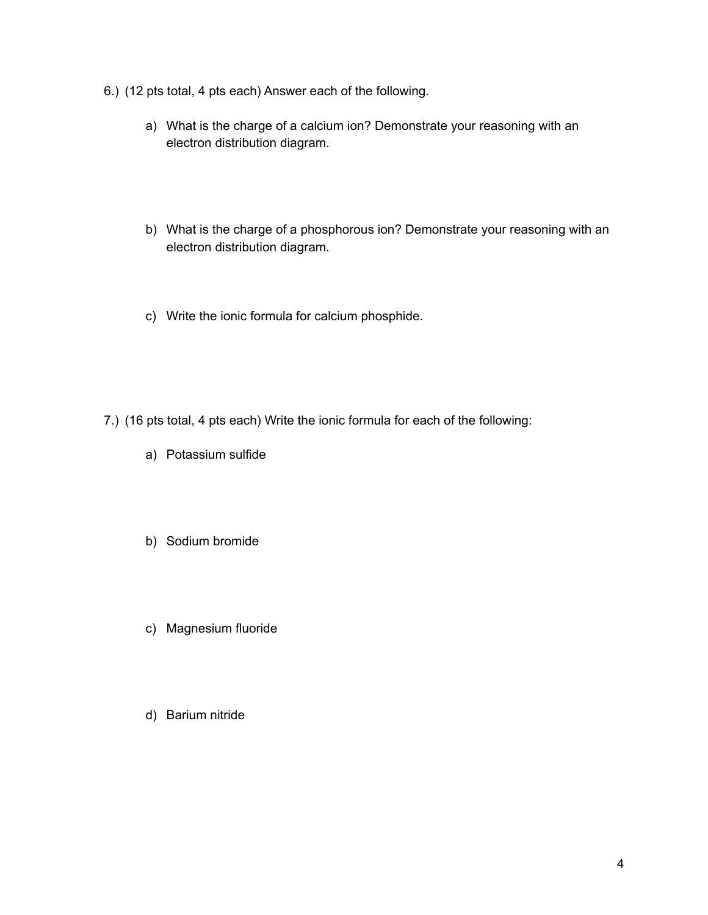6.) (12 pts total, 4 pts each) Answer each of the following.

a) What is the charge of a calcium ion? Demonstrate your reasoning with an electron distribution diagram.

b) What is the charge of a phosphorous ion? Demonstrate your reasoning with an electron distribution diagram.

c) Write the ionic formula for calcium phosphide.

7.) (16 pts total, 4 pts each) Write the ionic formula for each of the following:

a) Potassium sulfide

b) Sodium bromide

c) Magnesium fluoride

d) Barium nitride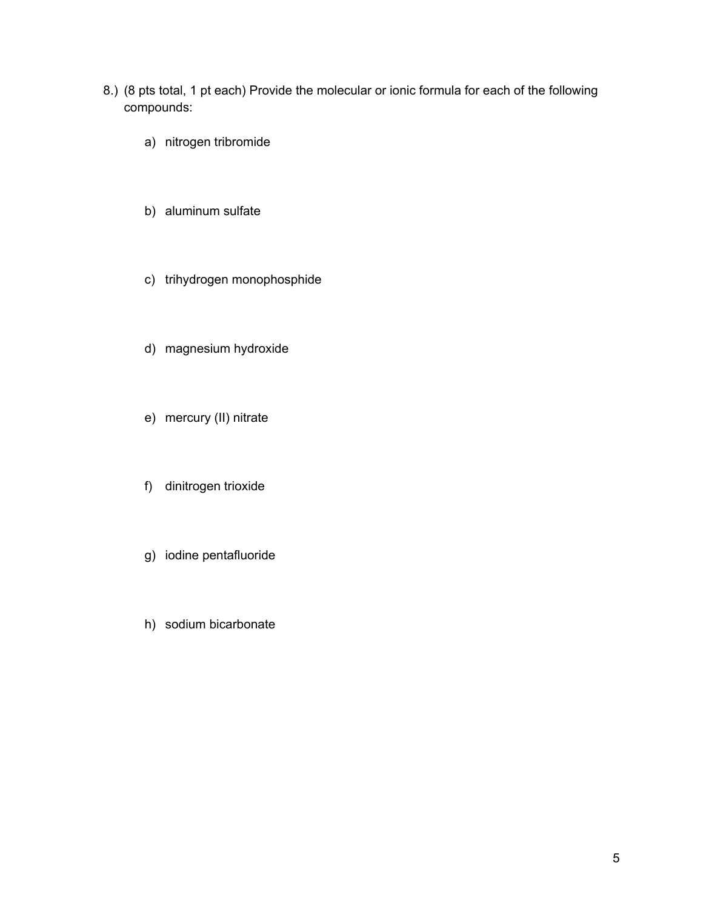8.) (8 pts total, 1 pt each) Provide the molecular or ionic formula for each of the following compounds:

a) nitrogen tribromide

b) aluminum sulfate

c) trihydrogen monophosphide

d) magnesium hydroxide

e) mercury (II) nitrate

f) dinitrogen trioxide

g) iodine pentafluoride

h) sodium bicarbonate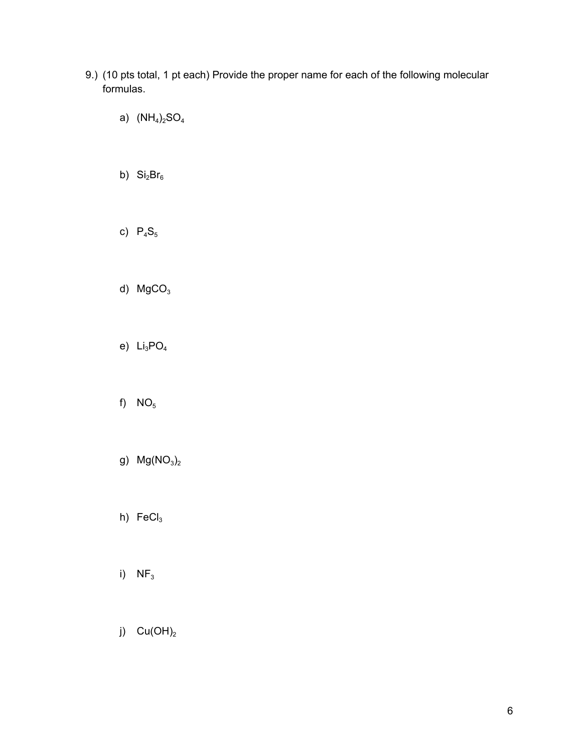9.) (10 pts total, 1 pt each) Provide the proper name for each of the following molecular formulas.

a) $(NH_4)_2SO_4$

b) $Si_2Br_6$

c) $P_4S_5$

d) $MgCO_3$

e) $Li_3PO_4$

f) $NO_5$

g) $Mg(NO_3)_2$

h) $FeCl_3$

i) $NF_3$

j) $Cu(OH)_2$